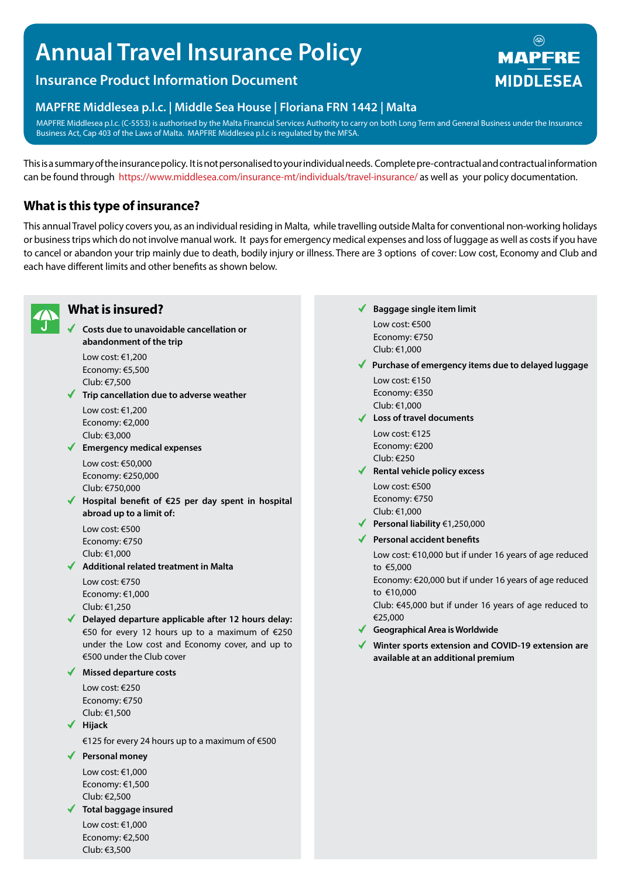# Annual Travel Insurance Policy

## Insurance Product Information Document

MAPFRE MIDDLESEA

### MAPFRE Middlesea p.l.c. | Middle Sea House | Floriana FRN 1442 | Malta

MAPFRE Middlesea p.l.c. (C-5553) is authorised by the Malta Financial Services Authority to carry on both Long Term and General Business under the Insurance Business Act, Cap 403 of the Laws of Malta. MAPFRE Middlesea p.l.c is regulated by the MFSA.

This is a summary of the insurance policy. It is not personalised to your individual needs. Complete pre-contractual and contractual information can be found through https://www.middlesea.com/insurance-mt/individuals/travel-insurance/ as well as your policy documentation.

## What is this type of insurance?

This annual Travel policy covers you, as an individual residing in Malta, while travelling outside Malta for conventional non-working holidays or business trips which do not involve manual work. It pays for emergency medical expenses and loss of luggage as well as costs if you have to cancel or abandon your trip mainly due to death, bodily injury or illness. There are 3 options of cover: Low cost, Economy and Club and each have different limits and other benefits as shown below.

## What is insured?

- **Costs due to unavoidable cancellation or abandonment of the trip**
  Low cost: €1,200
  Economy: €5,500
  Club: €7,500
- **Trip cancellation due to adverse weather**
  Low cost: €1,200
  Economy: €2,000
  Club: €3,000
- **Emergency medical expenses**
  Low cost: €50,000
  Economy: €250,000
  Club: €750,000
- **Hospital benefit of €25 per day spent in hospital abroad up to a limit of:**
  Low cost: €500
  Economy: €750
  Club: €1,000
- **Additional related treatment in Malta**
  Low cost: €750
  Economy: €1,000
  Club: €1,250
- **Delayed departure applicable after 12 hours delay:** €50 for every 12 hours up to a maximum of €250 under the Low cost and Economy cover, and up to €500 under the Club cover
- **Missed departure costs**
  Low cost: €250
  Economy: €750
  Club: €1,500
- **Hijack**
  €125 for every 24 hours up to a maximum of €500
- **Personal money**
  Low cost: €1,000
  Economy: €1,500
  Club: €2,500
- **Total baggage insured**
  Low cost: €1,000
  Economy: €2,500
  Club: €3,500
- **Baggage single item limit**
  Low cost: €500
  Economy: €750
  Club: €1,000
- **Purchase of emergency items due to delayed luggage**
  Low cost: €150
  Economy: €350
  Club: €1,000
- **Loss of travel documents**
  Low cost: €125
  Economy: €200
  Club: €250
- **Rental vehicle policy excess**
  Low cost: €500
  Economy: €750
  Club: €1,000
- **Personal liability** €1,250,000
- **Personal accident benefits**
  Low cost: €10,000 but if under 16 years of age reduced to €5,000
  Economy: €20,000 but if under 16 years of age reduced to €10,000
  Club: €45,000 but if under 16 years of age reduced to €25,000
- **Geographical Area is Worldwide**
- **Winter sports extension and COVID-19 extension are available at an additional premium**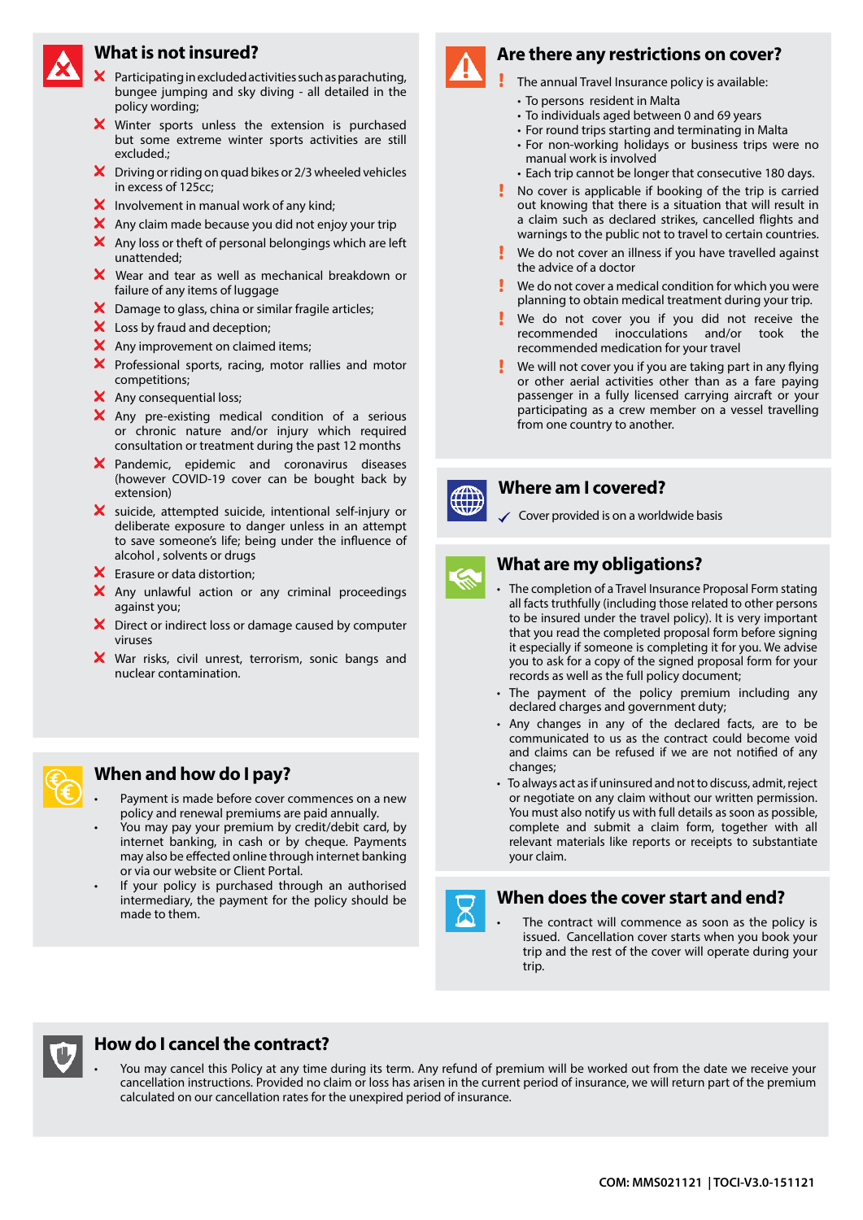## What is not insured?

- ✗ Participating in excluded activities such as parachuting, bungee jumping and sky diving - all detailed in the policy wording;
- ✗ Winter sports unless the extension is purchased but some extreme winter sports activities are still excluded.;
- ✗ Driving or riding on quad bikes or 2/3 wheeled vehicles in excess of 125cc;
- ✗ Involvement in manual work of any kind;
- ✗ Any claim made because you did not enjoy your trip
- ✗ Any loss or theft of personal belongings which are left unattended;
- ✗ Wear and tear as well as mechanical breakdown or failure of any items of luggage
- ✗ Damage to glass, china or similar fragile articles;
- ✗ Loss by fraud and deception;
- ✗ Any improvement on claimed items;
- ✗ Professional sports, racing, motor rallies and motor competitions;
- ✗ Any consequential loss;
- ✗ Any pre-existing medical condition of a serious or chronic nature and/or injury which required consultation or treatment during the past 12 months
- ✗ Pandemic, epidemic and coronavirus diseases (however COVID-19 cover can be bought back by extension)
- ✗ suicide, attempted suicide, intentional self-injury or deliberate exposure to danger unless in an attempt to save someone's life; being under the influence of alcohol , solvents or drugs
- ✗ Erasure or data distortion;
- ✗ Any unlawful action or any criminal proceedings against you;
- ✗ Direct or indirect loss or damage caused by computer viruses
- ✗ War risks, civil unrest, terrorism, sonic bangs and nuclear contamination.

## When and how do I pay?

- Payment is made before cover commences on a new policy and renewal premiums are paid annually.
- You may pay your premium by credit/debit card, by internet banking, in cash or by cheque. Payments may also be effected online through internet banking or via our website or Client Portal.
- If your policy is purchased through an authorised intermediary, the payment for the policy should be made to them.

## Are there any restrictions on cover?

- ! The annual Travel Insurance policy is available:
  - To persons resident in Malta
  - To individuals aged between 0 and 69 years
  - For round trips starting and terminating in Malta
  - For non-working holidays or business trips were no manual work is involved
  - Each trip cannot be longer that consecutive 180 days.
- ! No cover is applicable if booking of the trip is carried out knowing that there is a situation that will result in a claim such as declared strikes, cancelled flights and warnings to the public not to travel to certain countries.
- ! We do not cover an illness if you have travelled against the advice of a doctor
- ! We do not cover a medical condition for which you were planning to obtain medical treatment during your trip.
- ! We do not cover you if you did not receive the recommended inocculations and/or took the recommended medication for your travel
- ! We will not cover you if you are taking part in any flying or other aerial activities other than as a fare paying passenger in a fully licensed carrying aircraft or your participating as a crew member on a vessel travelling from one country to another.

## Where am I covered?

- ✓ Cover provided is on a worldwide basis

## What are my obligations?

- The completion of a Travel Insurance Proposal Form stating all facts truthfully (including those related to other persons to be insured under the travel policy). It is very important that you read the completed proposal form before signing it especially if someone is completing it for you. We advise you to ask for a copy of the signed proposal form for your records as well as the full policy document;
- The payment of the policy premium including any declared charges and government duty;
- Any changes in any of the declared facts, are to be communicated to us as the contract could become void and claims can be refused if we are not notified of any changes;
- To always act as if uninsured and not to discuss, admit, reject or negotiate on any claim without our written permission. You must also notify us with full details as soon as possible, complete and submit a claim form, together with all relevant materials like reports or receipts to substantiate your claim.

## When does the cover start and end?

- The contract will commence as soon as the policy is issued. Cancellation cover starts when you book your trip and the rest of the cover will operate during your trip.

## How do I cancel the contract?

- You may cancel this Policy at any time during its term. Any refund of premium will be worked out from the date we receive your cancellation instructions. Provided no claim or loss has arisen in the current period of insurance, we will return part of the premium calculated on our cancellation rates for the unexpired period of insurance.

**COM: MMS021121 | TOCI-V3.0-151121**